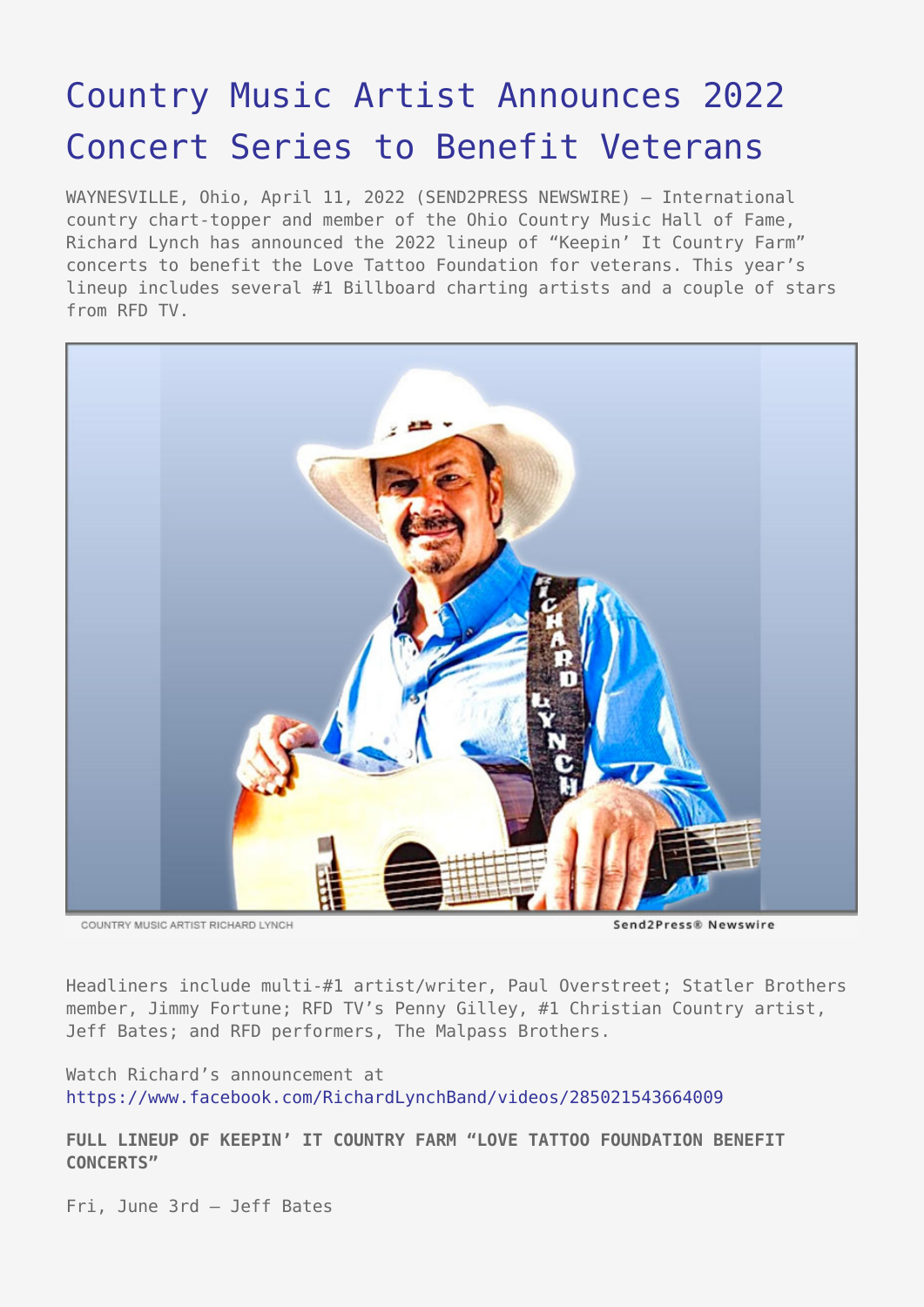# Country Music Artist Announces 2022 Concert Series to Benefit Veterans

WAYNESVILLE, Ohio, April 11, 2022 (SEND2PRESS NEWSWIRE) — International country chart-topper and member of the Ohio Country Music Hall of Fame, Richard Lynch has announced the 2022 lineup of "Keepin' It Country Farm" concerts to benefit the Love Tattoo Foundation for veterans. This year's lineup includes several #1 Billboard charting artists and a couple of stars from RFD TV.

COUNTRY MUSIC ARTIST RICHARD LYNCH

Headliners include multi-#1 artist/writer, Paul Overstreet; Statler Brothers member, Jimmy Fortune; RFD TV's Penny Gilley, #1 Christian Country artist, Jeff Bates; and RFD performers, The Malpass Brothers.

Watch Richard's announcement at https://www.facebook.com/RichardLynchBand/videos/285021543664009

**FULL LINEUP OF KEEPIN' IT COUNTRY FARM "LOVE TATTOO FOUNDATION BENEFIT CONCERTS"**

Fri, June 3rd – Jeff Bates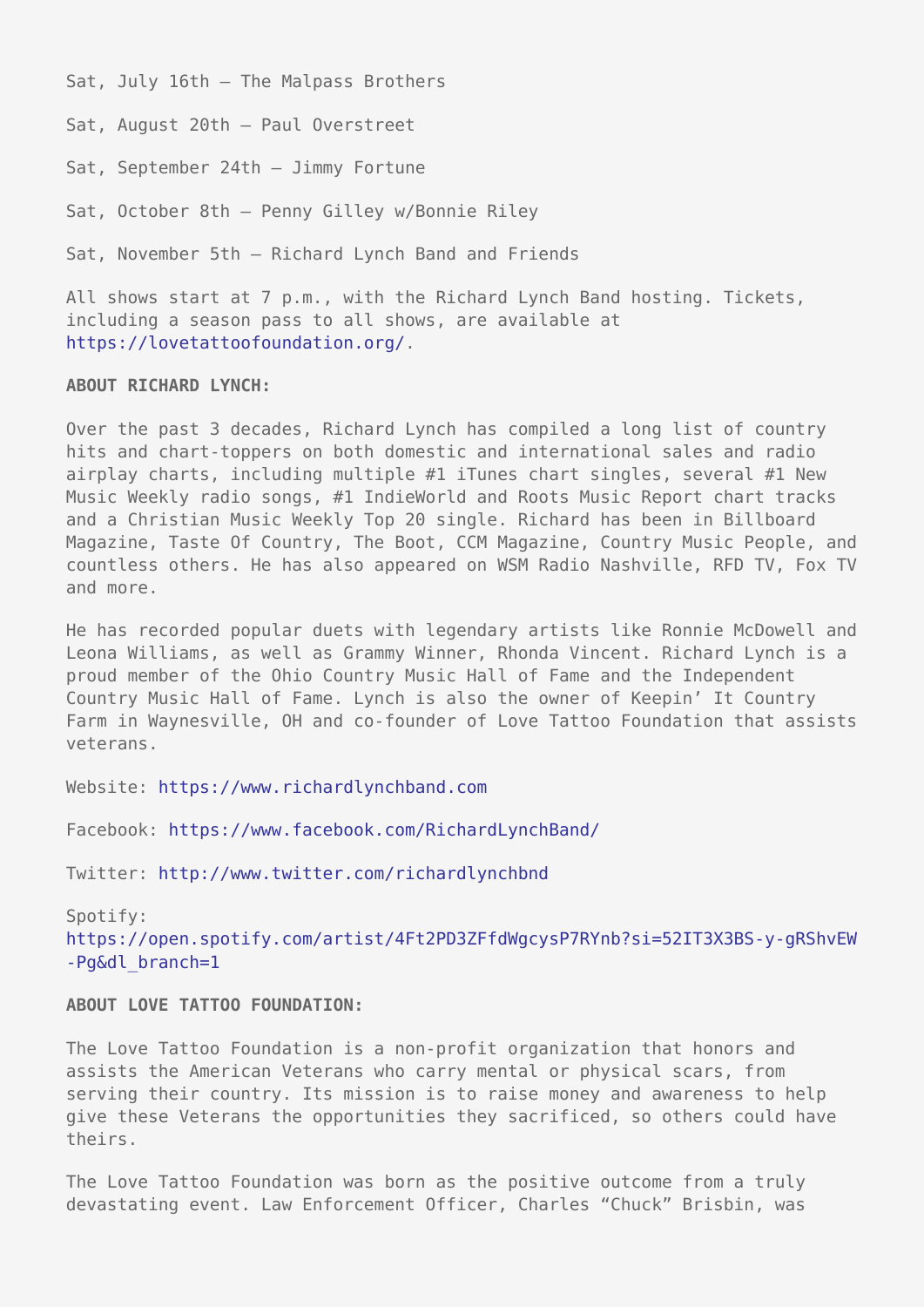Sat, July 16th – The Malpass Brothers

Sat, August 20th – Paul Overstreet

Sat, September 24th – Jimmy Fortune

Sat, October 8th – Penny Gilley w/Bonnie Riley

Sat, November 5th – Richard Lynch Band and Friends

All shows start at 7 p.m., with the Richard Lynch Band hosting. Tickets, including a season pass to all shows, are available at https://lovetattoofoundation.org/.

**ABOUT RICHARD LYNCH:**

Over the past 3 decades, Richard Lynch has compiled a long list of country hits and chart-toppers on both domestic and international sales and radio airplay charts, including multiple #1 iTunes chart singles, several #1 New Music Weekly radio songs, #1 IndieWorld and Roots Music Report chart tracks and a Christian Music Weekly Top 20 single. Richard has been in Billboard Magazine, Taste Of Country, The Boot, CCM Magazine, Country Music People, and countless others. He has also appeared on WSM Radio Nashville, RFD TV, Fox TV and more.

He has recorded popular duets with legendary artists like Ronnie McDowell and Leona Williams, as well as Grammy Winner, Rhonda Vincent. Richard Lynch is a proud member of the Ohio Country Music Hall of Fame and the Independent Country Music Hall of Fame. Lynch is also the owner of Keepin' It Country Farm in Waynesville, OH and co-founder of Love Tattoo Foundation that assists veterans.

Website: https://www.richardlynchband.com

Facebook: https://www.facebook.com/RichardLynchBand/

Twitter: http://www.twitter.com/richardlynchbnd

Spotify: https://open.spotify.com/artist/4Ft2PD3ZFfdWgcysP7RYnb?si=52IT3X3BS-y-gRShvEW-Pg&dl_branch=1

**ABOUT LOVE TATTOO FOUNDATION:**

The Love Tattoo Foundation is a non-profit organization that honors and assists the American Veterans who carry mental or physical scars, from serving their country. Its mission is to raise money and awareness to help give these Veterans the opportunities they sacrificed, so others could have theirs.

The Love Tattoo Foundation was born as the positive outcome from a truly devastating event. Law Enforcement Officer, Charles "Chuck" Brisbin, was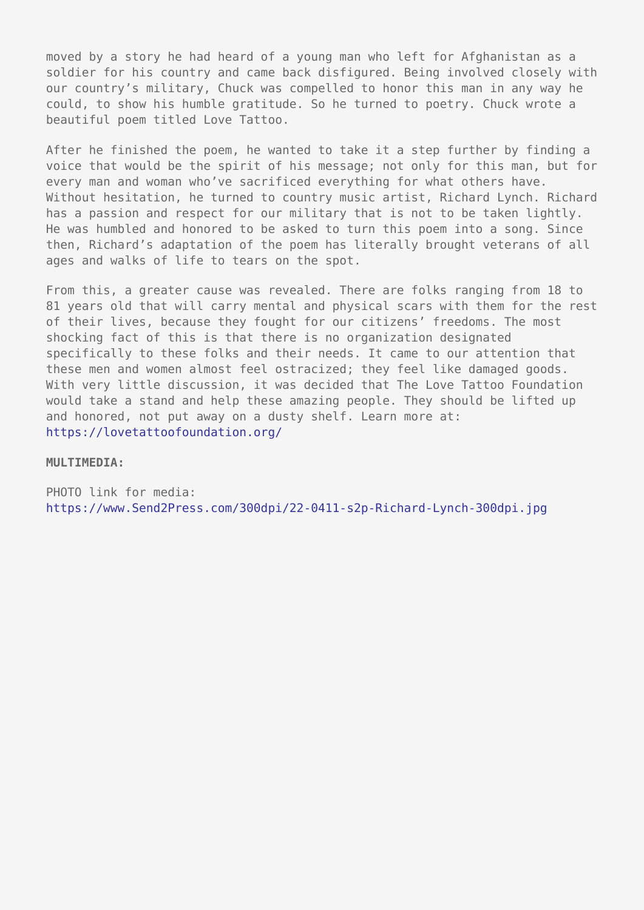moved by a story he had heard of a young man who left for Afghanistan as a soldier for his country and came back disfigured. Being involved closely with our country's military, Chuck was compelled to honor this man in any way he could, to show his humble gratitude. So he turned to poetry. Chuck wrote a beautiful poem titled Love Tattoo.

After he finished the poem, he wanted to take it a step further by finding a voice that would be the spirit of his message; not only for this man, but for every man and woman who've sacrificed everything for what others have. Without hesitation, he turned to country music artist, Richard Lynch. Richard has a passion and respect for our military that is not to be taken lightly. He was humbled and honored to be asked to turn this poem into a song. Since then, Richard's adaptation of the poem has literally brought veterans of all ages and walks of life to tears on the spot.

From this, a greater cause was revealed. There are folks ranging from 18 to 81 years old that will carry mental and physical scars with them for the rest of their lives, because they fought for our citizens' freedoms. The most shocking fact of this is that there is no organization designated specifically to these folks and their needs. It came to our attention that these men and women almost feel ostracized; they feel like damaged goods. With very little discussion, it was decided that The Love Tattoo Foundation would take a stand and help these amazing people. They should be lifted up and honored, not put away on a dusty shelf. Learn more at: https://lovetattoofoundation.org/

**MULTIMEDIA:**

PHOTO link for media:
https://www.Send2Press.com/300dpi/22-0411-s2p-Richard-Lynch-300dpi.jpg